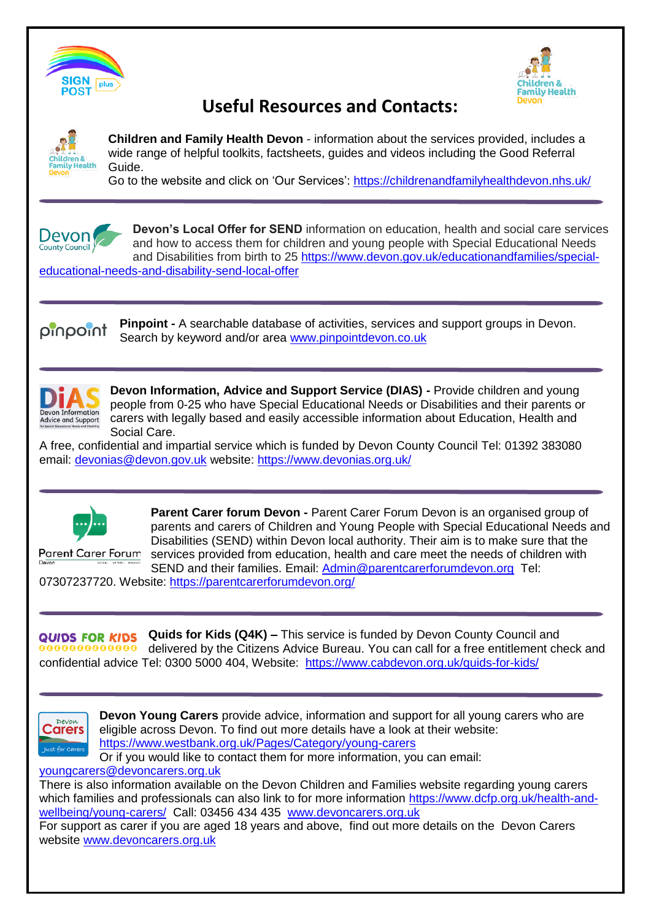# Useful Resources and Contacts:

**Children and Family Health Devon** - information about the services provided, includes a wide range of helpful toolkits, factsheets, guides and videos including the Good Referral Guide.
Go to the website and click on 'Our Services': https://childrenandfamilyhealthdevon.nhs.uk/

---

**Devon's Local Offer for SEND** information on education, health and social care services and how to access them for children and young people with Special Educational Needs and Disabilities from birth to 25 https://www.devon.gov.uk/educationandfamilies/special-educational-needs-and-disability-send-local-offer

---

**Pinpoint -** A searchable database of activities, services and support groups in Devon. Search by keyword and/or area www.pinpointdevon.co.uk

---

**Devon Information, Advice and Support Service (DIAS) -** Provide children and young people from 0-25 who have Special Educational Needs or Disabilities and their parents or carers with legally based and easily accessible information about Education, Health and Social Care.
A free, confidential and impartial service which is funded by Devon County Council Tel: 01392 383080 email: devonias@devon.gov.uk website: https://www.devonias.org.uk/

---

**Parent Carer forum Devon -** Parent Carer Forum Devon is an organised group of parents and carers of Children and Young People with Special Educational Needs and Disabilities (SEND) within Devon local authority. Their aim is to make sure that the services provided from education, health and care meet the needs of children with SEND and their families. Email: Admin@parentcarerforumdevon.org Tel: 07307237720. Website: https://parentcarerforumdevon.org/

---

**Quids for Kids (Q4K) –** This service is funded by Devon County Council and delivered by the Citizens Advice Bureau. You can call for a free entitlement check and confidential advice Tel: 0300 5000 404, Website: https://www.cabdevon.org.uk/quids-for-kids/

---

**Devon Young Carers** provide advice, information and support for all young carers who are eligible across Devon. To find out more details have a look at their website: https://www.westbank.org.uk/Pages/Category/young-carers
Or if you would like to contact them for more information, you can email: youngcarers@devoncarers.org.uk
There is also information available on the Devon Children and Families website regarding young carers which families and professionals can also link to for more information https://www.dcfp.org.uk/health-and-wellbeing/young-carers/ Call: 03456 434 435 www.devoncarers.org.uk
For support as carer if you are aged 18 years and above, find out more details on the Devon Carers website www.devoncarers.org.uk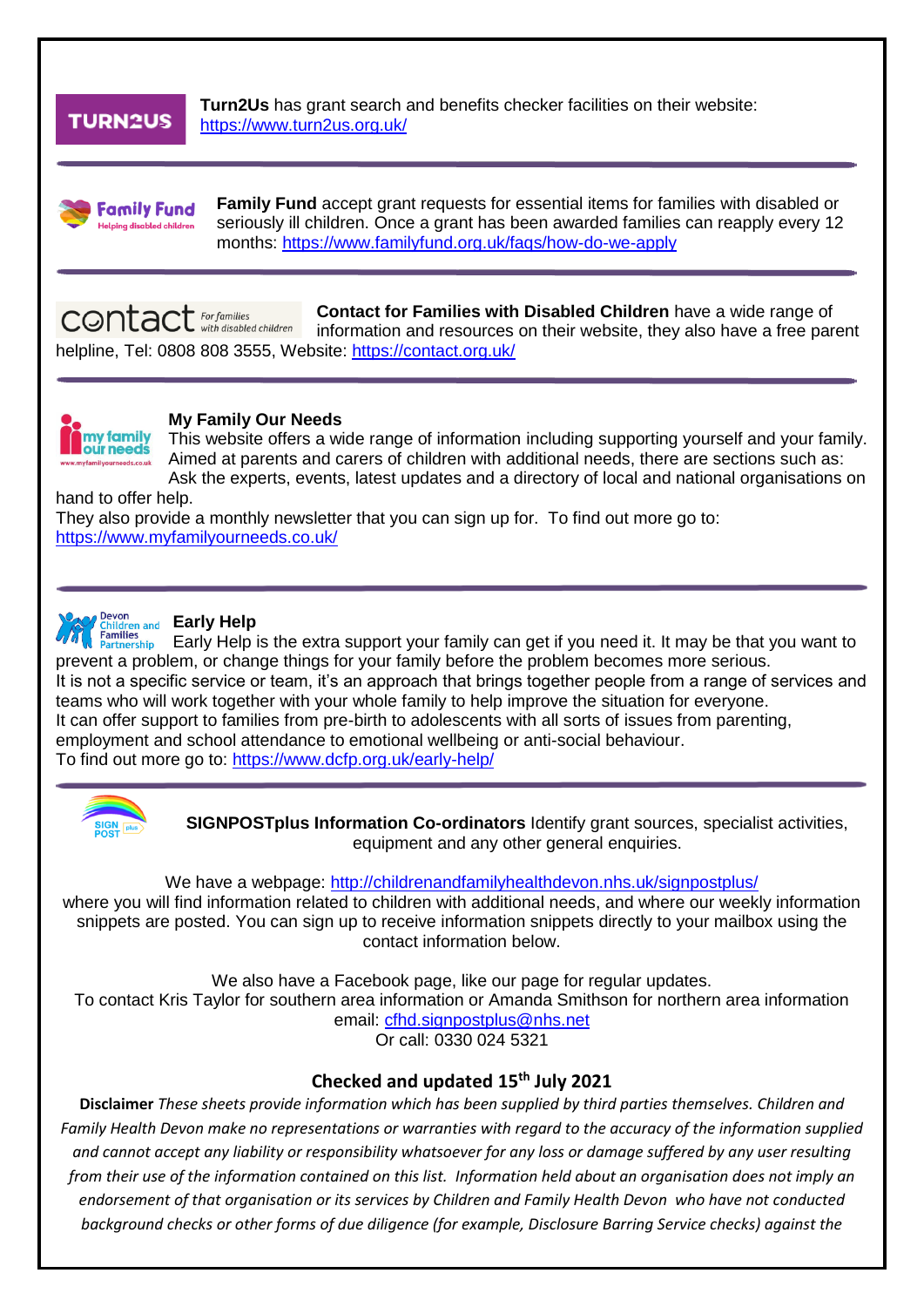**Turn2Us** has grant search and benefits checker facilities on their website: https://www.turn2us.org.uk/

---

**Family Fund** accept grant requests for essential items for families with disabled or seriously ill children. Once a grant has been awarded families can reapply every 12 months: https://www.familyfund.org.uk/faqs/how-do-we-apply

---

**Contact for Families with Disabled Children** have a wide range of information and resources on their website, they also have a free parent helpline, Tel: 0808 808 3555, Website: https://contact.org.uk/

---

**My Family Our Needs**

This website offers a wide range of information including supporting yourself and your family. Aimed at parents and carers of children with additional needs, there are sections such as: Ask the experts, events, latest updates and a directory of local and national organisations on hand to offer help.

They also provide a monthly newsletter that you can sign up for. To find out more go to: https://www.myfamilyourneeds.co.uk/

---

**Early Help**

Early Help is the extra support your family can get if you need it. It may be that you want to prevent a problem, or change things for your family before the problem becomes more serious.

It is not a specific service or team, it's an approach that brings together people from a range of services and teams who will work together with your whole family to help improve the situation for everyone.

It can offer support to families from pre-birth to adolescents with all sorts of issues from parenting, employment and school attendance to emotional wellbeing or anti-social behaviour.

To find out more go to: https://www.dcfp.org.uk/early-help/

---

**SIGNPOSTplus Information Co-ordinators** Identify grant sources, specialist activities, equipment and any other general enquiries.

We have a webpage: http://childrenandfamilyhealthdevon.nhs.uk/signpostplus/ where you will find information related to children with additional needs, and where our weekly information snippets are posted. You can sign up to receive information snippets directly to your mailbox using the contact information below.

We also have a Facebook page, like our page for regular updates.

To contact Kris Taylor for southern area information or Amanda Smithson for northern area information email: cfhd.signpostplus@nhs.net

Or call: 0330 024 5321

**Checked and updated 15th July 2021**

**Disclaimer** *These sheets provide information which has been supplied by third parties themselves. Children and Family Health Devon make no representations or warranties with regard to the accuracy of the information supplied and cannot accept any liability or responsibility whatsoever for any loss or damage suffered by any user resulting from their use of the information contained on this list. Information held about an organisation does not imply an endorsement of that organisation or its services by Children and Family Health Devon who have not conducted background checks or other forms of due diligence (for example, Disclosure Barring Service checks) against the*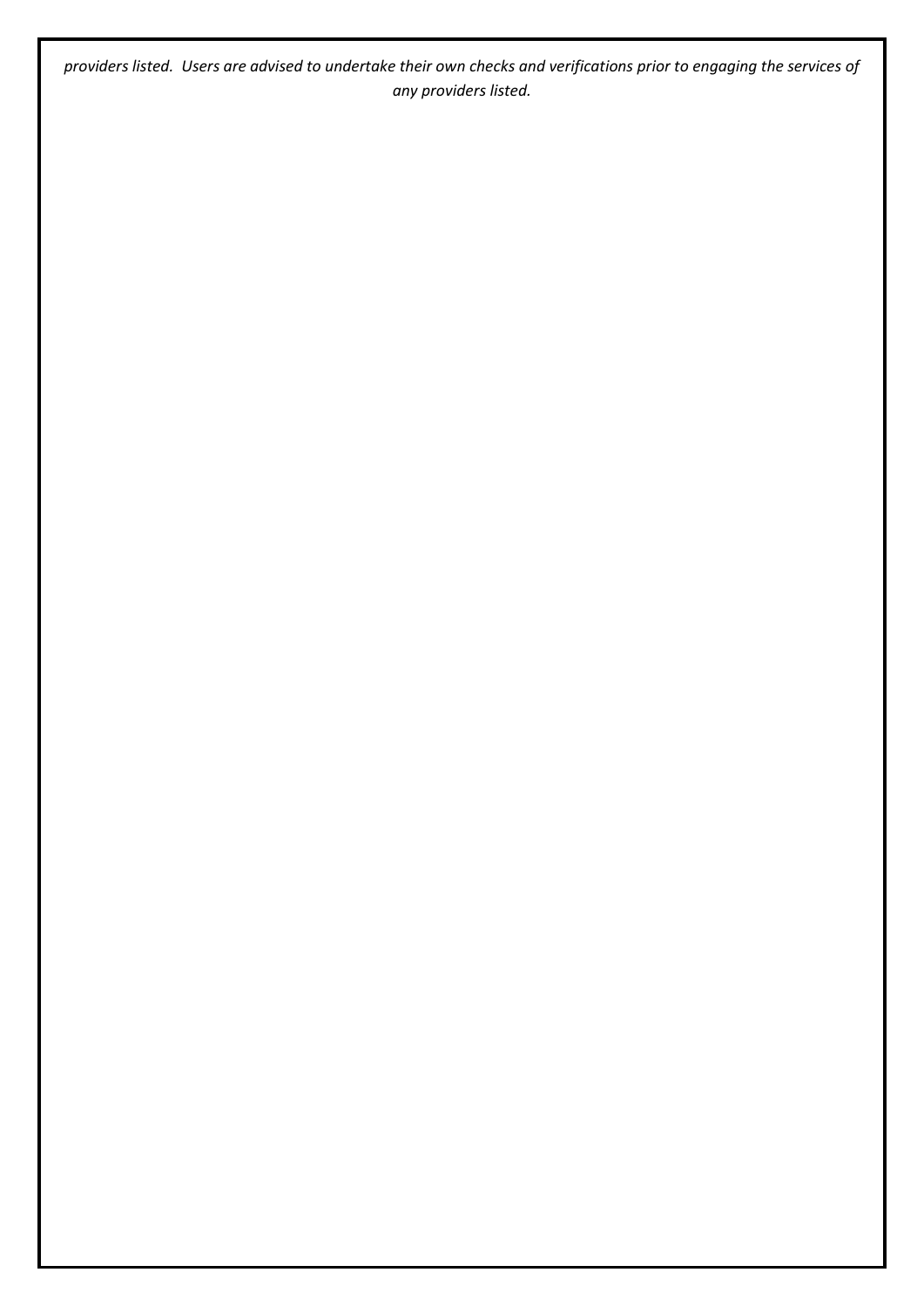*providers listed. Users are advised to undertake their own checks and verifications prior to engaging the services of any providers listed.*